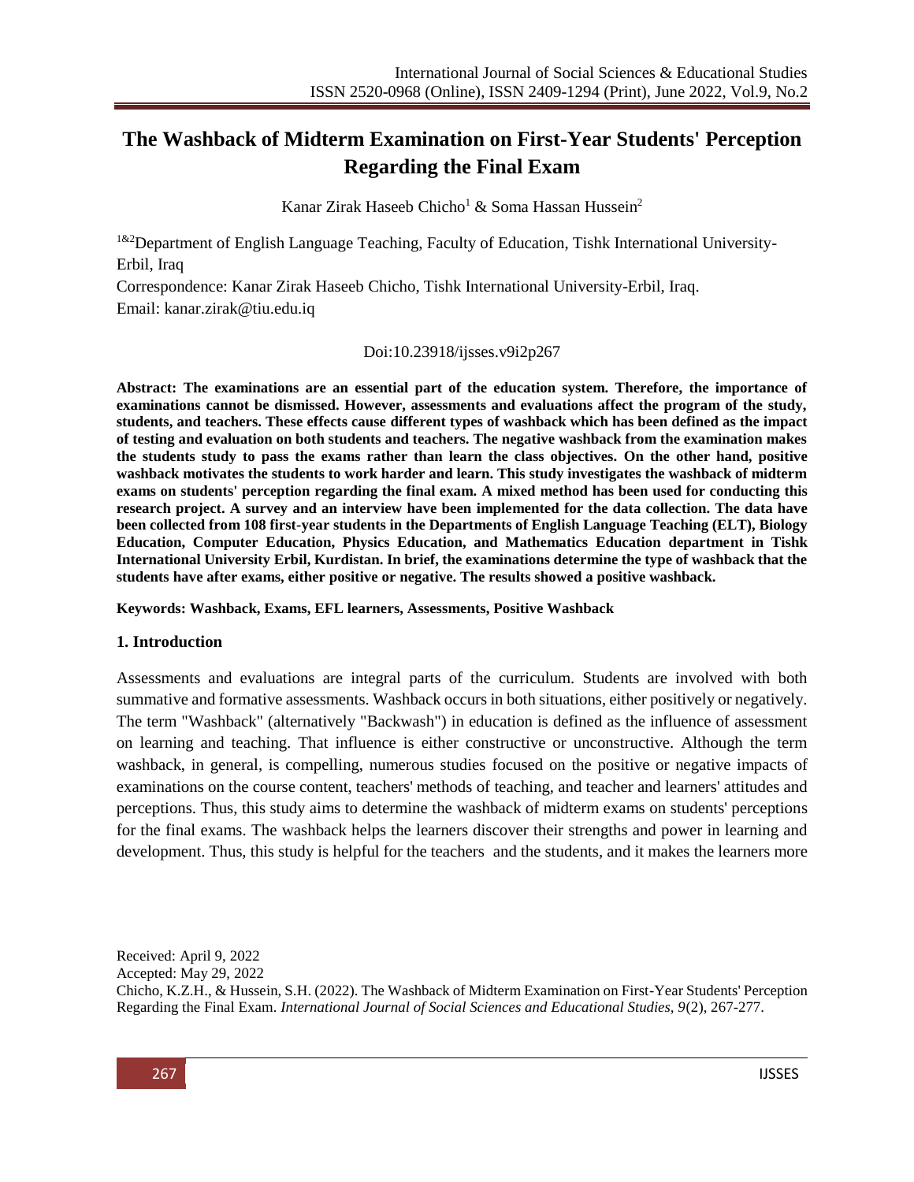# The Washback of Midterm Examination on First-Year Students' Perception Regarding the Final Exam

Kanar Zirak Haseeb Chicho[1] & Soma Hassan Hussein[2]

[1&2]Department of English Language Teaching, Faculty of Education, Tishk International University-Erbil, Iraq

Correspondence: Kanar Zirak Haseeb Chicho, Tishk International University-Erbil, Iraq.

Email: kanar.zirak@tiu.edu.iq

Doi:10.23918/ijsses.v9i2p267

**Abstract: The examinations are an essential part of the education system. Therefore, the importance of examinations cannot be dismissed. However, assessments and evaluations affect the program of the study, students, and teachers. These effects cause different types of washback which has been defined as the impact of testing and evaluation on both students and teachers. The negative washback from the examination makes the students study to pass the exams rather than learn the class objectives. On the other hand, positive washback motivates the students to work harder and learn. This study investigates the washback of midterm exams on students' perception regarding the final exam. A mixed method has been used for conducting this research project. A survey and an interview have been implemented for the data collection. The data have been collected from 108 first-year students in the Departments of English Language Teaching (ELT), Biology Education, Computer Education, Physics Education, and Mathematics Education department in Tishk International University Erbil, Kurdistan. In brief, the examinations determine the type of washback that the students have after exams, either positive or negative. The results showed a positive washback.**

**Keywords: Washback, Exams, EFL learners, Assessments, Positive Washback**

## 1. Introduction

Assessments and evaluations are integral parts of the curriculum. Students are involved with both summative and formative assessments. Washback occurs in both situations, either positively or negatively. The term "Washback" (alternatively "Backwash") in education is defined as the influence of assessment on learning and teaching. That influence is either constructive or unconstructive. Although the term washback, in general, is compelling, numerous studies focused on the positive or negative impacts of examinations on the course content, teachers' methods of teaching, and teacher and learners' attitudes and perceptions. Thus, this study aims to determine the washback of midterm exams on students' perceptions for the final exams. The washback helps the learners discover their strengths and power in learning and development. Thus, this study is helpful for the teachers and the students, and it makes the learners more

Received: April 9, 2022

Accepted: May 29, 2022

Chicho, K.Z.H., & Hussein, S.H. (2022). The Washback of Midterm Examination on First-Year Students' Perception Regarding the Final Exam. *International Journal of Social Sciences and Educational Studies, 9*(2), 267-277.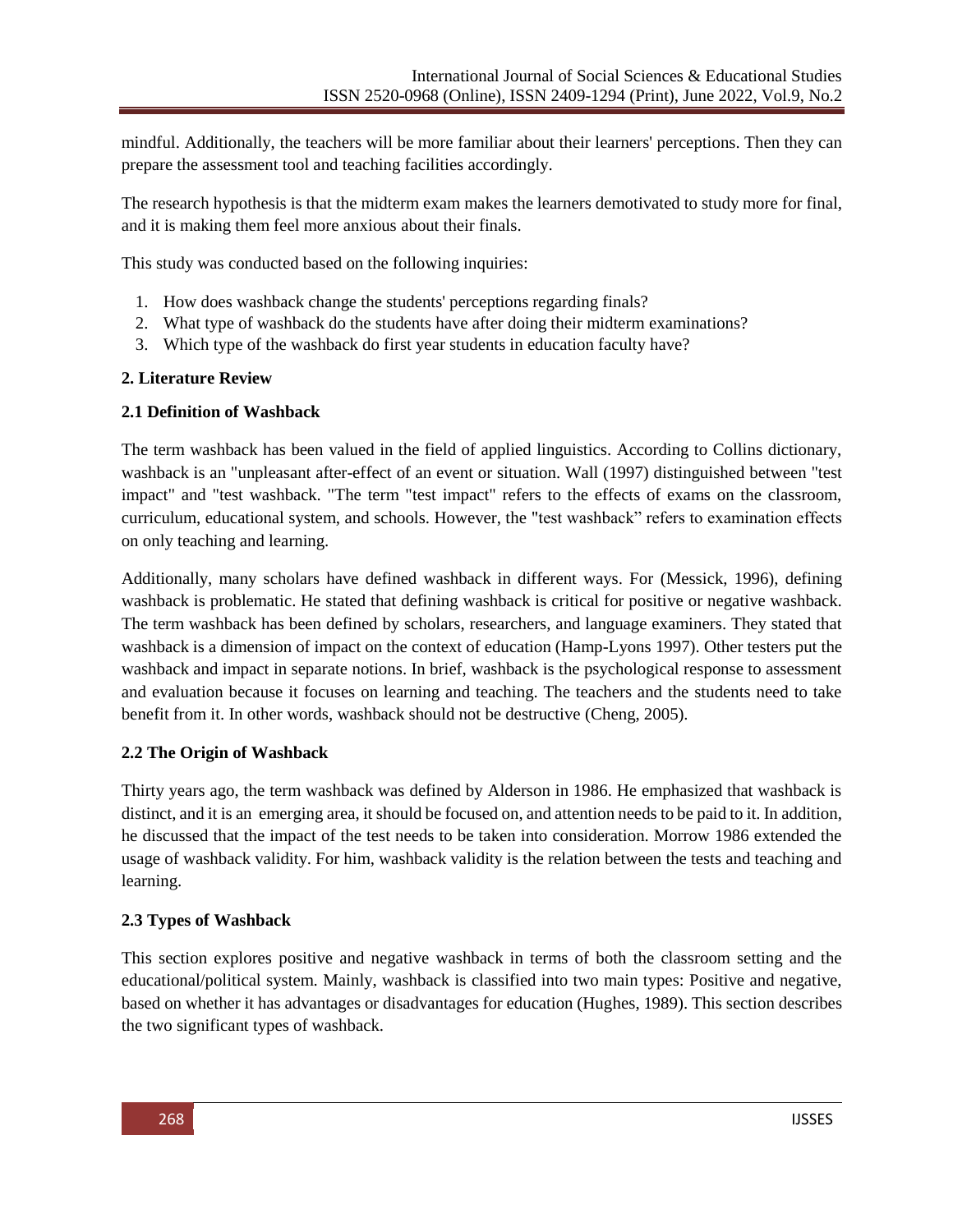mindful. Additionally, the teachers will be more familiar about their learners' perceptions. Then they can prepare the assessment tool and teaching facilities accordingly.

The research hypothesis is that the midterm exam makes the learners demotivated to study more for final, and it is making them feel more anxious about their finals.

This study was conducted based on the following inquiries:

1. How does washback change the students' perceptions regarding finals?
2. What type of washback do the students have after doing their midterm examinations?
3. Which type of the washback do first year students in education faculty have?

## 2. Literature Review

### 2.1 Definition of Washback

The term washback has been valued in the field of applied linguistics. According to Collins dictionary, washback is an "unpleasant after-effect of an event or situation. Wall (1997) distinguished between "test impact" and "test washback. "The term "test impact" refers to the effects of exams on the classroom, curriculum, educational system, and schools. However, the "test washback" refers to examination effects on only teaching and learning.

Additionally, many scholars have defined washback in different ways. For (Messick, 1996), defining washback is problematic. He stated that defining washback is critical for positive or negative washback. The term washback has been defined by scholars, researchers, and language examiners. They stated that washback is a dimension of impact on the context of education (Hamp-Lyons 1997). Other testers put the washback and impact in separate notions. In brief, washback is the psychological response to assessment and evaluation because it focuses on learning and teaching. The teachers and the students need to take benefit from it. In other words, washback should not be destructive (Cheng, 2005).

### 2.2 The Origin of Washback

Thirty years ago, the term washback was defined by Alderson in 1986. He emphasized that washback is distinct, and it is an emerging area, it should be focused on, and attention needs to be paid to it. In addition, he discussed that the impact of the test needs to be taken into consideration. Morrow 1986 extended the usage of washback validity. For him, washback validity is the relation between the tests and teaching and learning.

### 2.3 Types of Washback

This section explores positive and negative washback in terms of both the classroom setting and the educational/political system. Mainly, washback is classified into two main types: Positive and negative, based on whether it has advantages or disadvantages for education (Hughes, 1989). This section describes the two significant types of washback.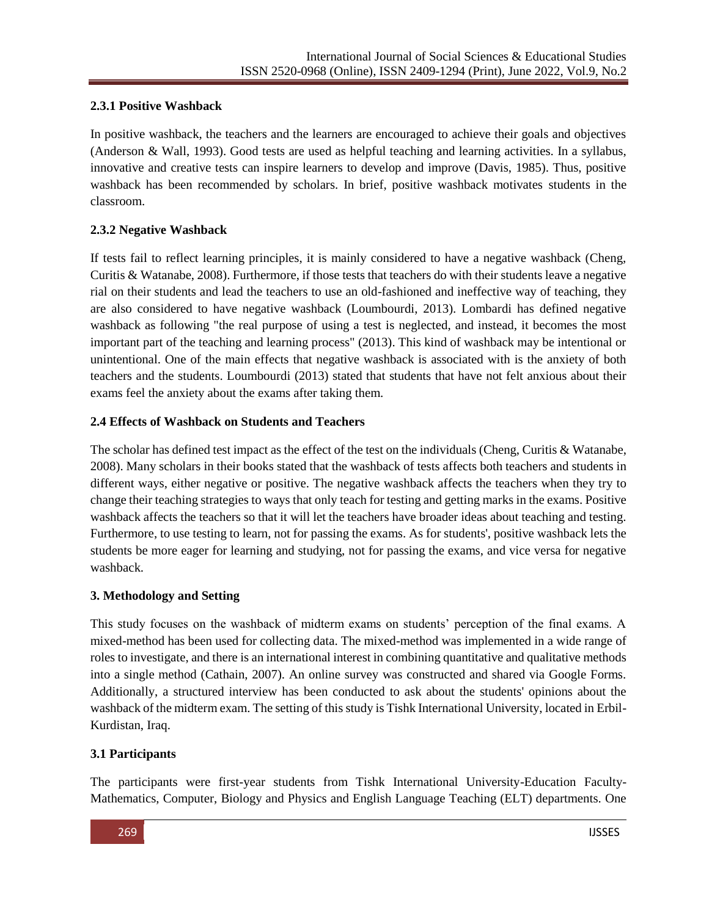### 2.3.1 Positive Washback

In positive washback, the teachers and the learners are encouraged to achieve their goals and objectives (Anderson & Wall, 1993). Good tests are used as helpful teaching and learning activities. In a syllabus, innovative and creative tests can inspire learners to develop and improve (Davis, 1985). Thus, positive washback has been recommended by scholars. In brief, positive washback motivates students in the classroom.

### 2.3.2 Negative Washback

If tests fail to reflect learning principles, it is mainly considered to have a negative washback (Cheng, Curitis & Watanabe, 2008). Furthermore, if those tests that teachers do with their students leave a negative rial on their students and lead the teachers to use an old-fashioned and ineffective way of teaching, they are also considered to have negative washback (Loumbourdi, 2013). Lombardi has defined negative washback as following "the real purpose of using a test is neglected, and instead, it becomes the most important part of the teaching and learning process" (2013). This kind of washback may be intentional or unintentional. One of the main effects that negative washback is associated with is the anxiety of both teachers and the students. Loumbourdi (2013) stated that students that have not felt anxious about their exams feel the anxiety about the exams after taking them.

## 2.4 Effects of Washback on Students and Teachers

The scholar has defined test impact as the effect of the test on the individuals (Cheng, Curitis & Watanabe, 2008). Many scholars in their books stated that the washback of tests affects both teachers and students in different ways, either negative or positive. The negative washback affects the teachers when they try to change their teaching strategies to ways that only teach for testing and getting marks in the exams. Positive washback affects the teachers so that it will let the teachers have broader ideas about teaching and testing. Furthermore, to use testing to learn, not for passing the exams. As for students', positive washback lets the students be more eager for learning and studying, not for passing the exams, and vice versa for negative washback.

## 3. Methodology and Setting

This study focuses on the washback of midterm exams on students' perception of the final exams. A mixed-method has been used for collecting data. The mixed-method was implemented in a wide range of roles to investigate, and there is an international interest in combining quantitative and qualitative methods into a single method (Cathain, 2007). An online survey was constructed and shared via Google Forms. Additionally, a structured interview has been conducted to ask about the students' opinions about the washback of the midterm exam. The setting of this study is Tishk International University, located in Erbil-Kurdistan, Iraq.

## 3.1 Participants

The participants were first-year students from Tishk International University-Education Faculty-Mathematics, Computer, Biology and Physics and English Language Teaching (ELT) departments. One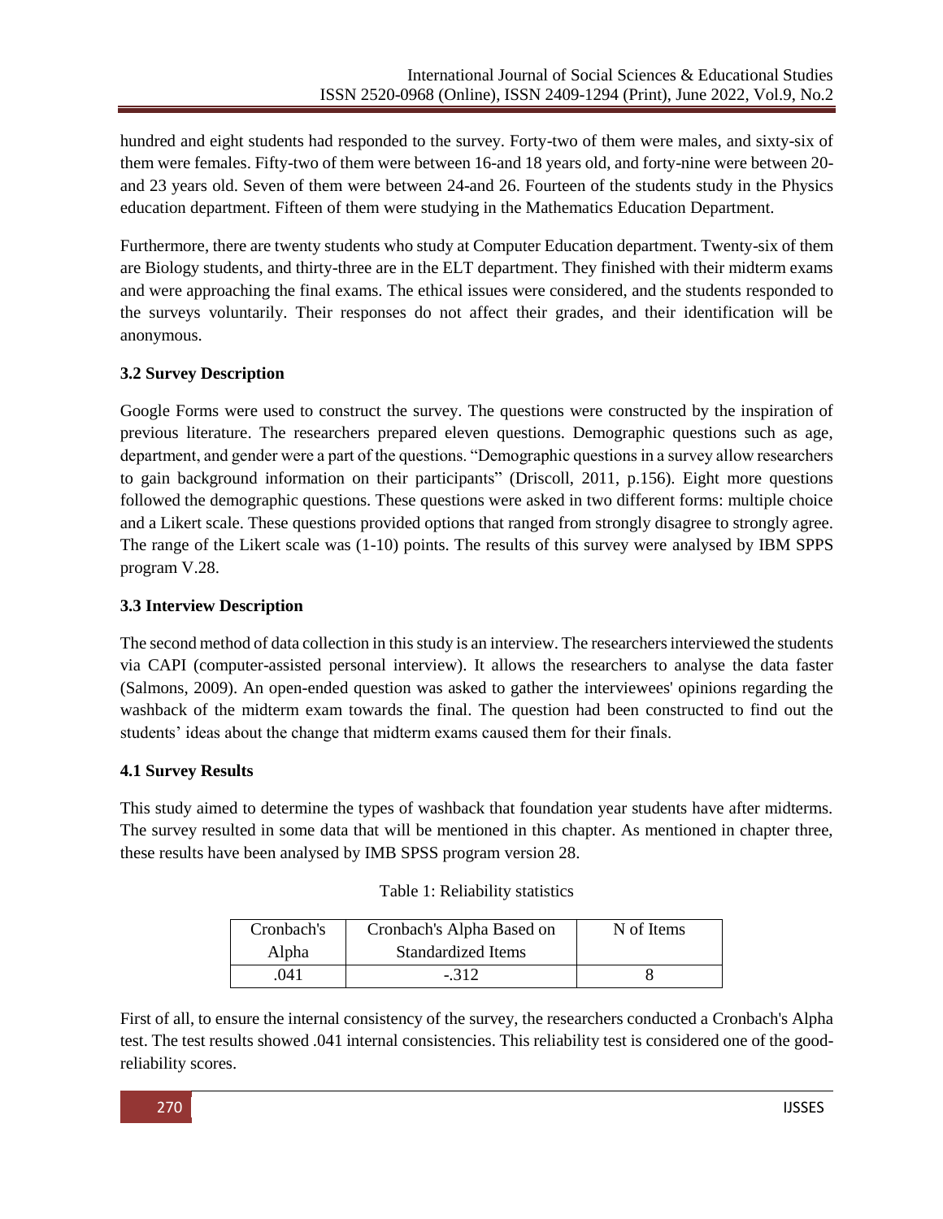hundred and eight students had responded to the survey. Forty-two of them were males, and sixty-six of them were females. Fifty-two of them were between 16-and 18 years old, and forty-nine were between 20-and 23 years old. Seven of them were between 24-and 26. Fourteen of the students study in the Physics education department. Fifteen of them were studying in the Mathematics Education Department.

Furthermore, there are twenty students who study at Computer Education department. Twenty-six of them are Biology students, and thirty-three are in the ELT department. They finished with their midterm exams and were approaching the final exams. The ethical issues were considered, and the students responded to the surveys voluntarily. Their responses do not affect their grades, and their identification will be anonymous.

### 3.2 Survey Description

Google Forms were used to construct the survey. The questions were constructed by the inspiration of previous literature. The researchers prepared eleven questions. Demographic questions such as age, department, and gender were a part of the questions. "Demographic questions in a survey allow researchers to gain background information on their participants" (Driscoll, 2011, p.156). Eight more questions followed the demographic questions. These questions were asked in two different forms: multiple choice and a Likert scale. These questions provided options that ranged from strongly disagree to strongly agree. The range of the Likert scale was (1-10) points. The results of this survey were analysed by IBM SPPS program V.28.

### 3.3 Interview Description

The second method of data collection in this study is an interview. The researchers interviewed the students via CAPI (computer-assisted personal interview). It allows the researchers to analyse the data faster (Salmons, 2009). An open-ended question was asked to gather the interviewees' opinions regarding the washback of the midterm exam towards the final. The question had been constructed to find out the students' ideas about the change that midterm exams caused them for their finals.

### 4.1 Survey Results

This study aimed to determine the types of washback that foundation year students have after midterms. The survey resulted in some data that will be mentioned in this chapter. As mentioned in chapter three, these results have been analysed by IMB SPSS program version 28.

Table 1: Reliability statistics

| Cronbach's Alpha | Cronbach's Alpha Based on Standardized Items | N of Items |
|---|---|---|
| .041 | -.312 | 8 |

First of all, to ensure the internal consistency of the survey, the researchers conducted a Cronbach's Alpha test. The test results showed .041 internal consistencies. This reliability test is considered one of the good-reliability scores.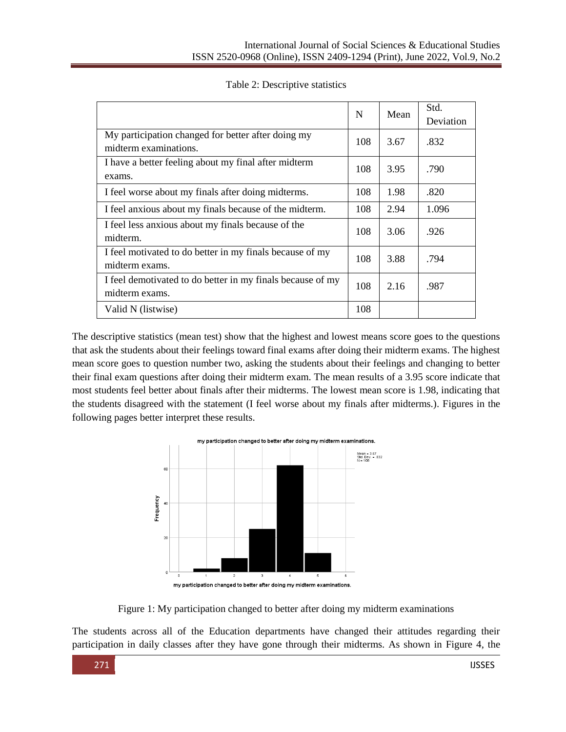Table 2: Descriptive statistics

| | N | Mean | Std. Deviation |
|---|---|---|---|
| My participation changed for better after doing my midterm examinations. | 108 | 3.67 | .832 |
| I have a better feeling about my final after midterm exams. | 108 | 3.95 | .790 |
| I feel worse about my finals after doing midterms. | 108 | 1.98 | .820 |
| I feel anxious about my finals because of the midterm. | 108 | 2.94 | 1.096 |
| I feel less anxious about my finals because of the midterm. | 108 | 3.06 | .926 |
| I feel motivated to do better in my finals because of my midterm exams. | 108 | 3.88 | .794 |
| I feel demotivated to do better in my finals because of my midterm exams. | 108 | 2.16 | .987 |
| Valid N (listwise) | 108 | | |

The descriptive statistics (mean test) show that the highest and lowest means score goes to the questions that ask the students about their feelings toward final exams after doing their midterm exams. The highest mean score goes to question number two, asking the students about their feelings and changing to better their final exam questions after doing their midterm exam. The mean results of a 3.95 score indicate that most students feel better about finals after their midterms. The lowest mean score is 1.98, indicating that the students disagreed with the statement (I feel worse about my finals after midterms.). Figures in the following pages better interpret these results.

Figure 1: My participation changed to better after doing my midterm examinations

The students across all of the Education departments have changed their attitudes regarding their participation in daily classes after they have gone through their midterms. As shown in Figure 4, the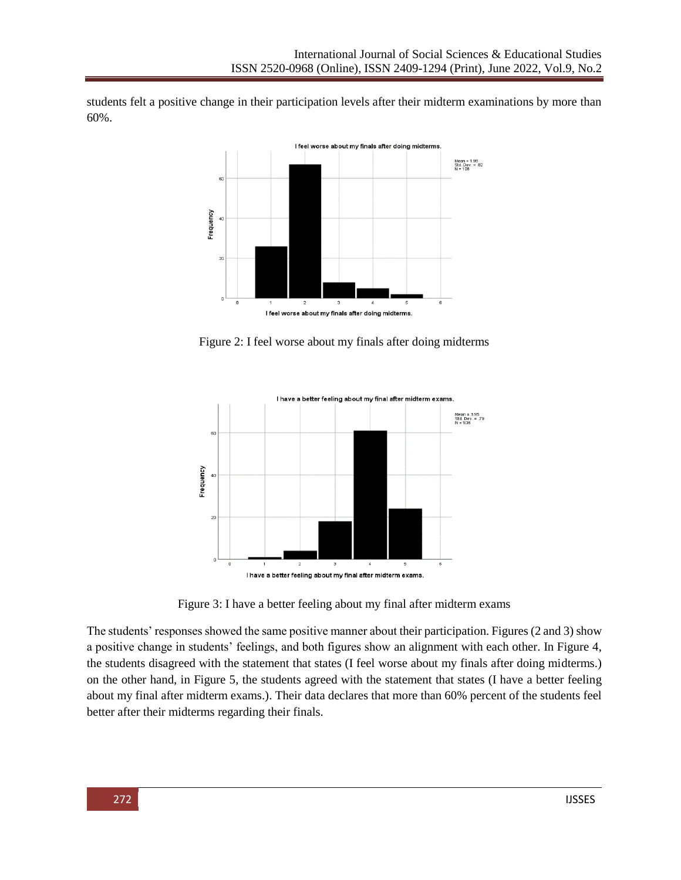students felt a positive change in their participation levels after their midterm examinations by more than 60%.

Figure 2: I feel worse about my finals after doing midterms

Figure 3: I have a better feeling about my final after midterm exams

The students' responses showed the same positive manner about their participation. Figures (2 and 3) show a positive change in students' feelings, and both figures show an alignment with each other. In Figure 4, the students disagreed with the statement that states (I feel worse about my finals after doing midterms.) on the other hand, in Figure 5, the students agreed with the statement that states (I have a better feeling about my final after midterm exams.). Their data declares that more than 60% percent of the students feel better after their midterms regarding their finals.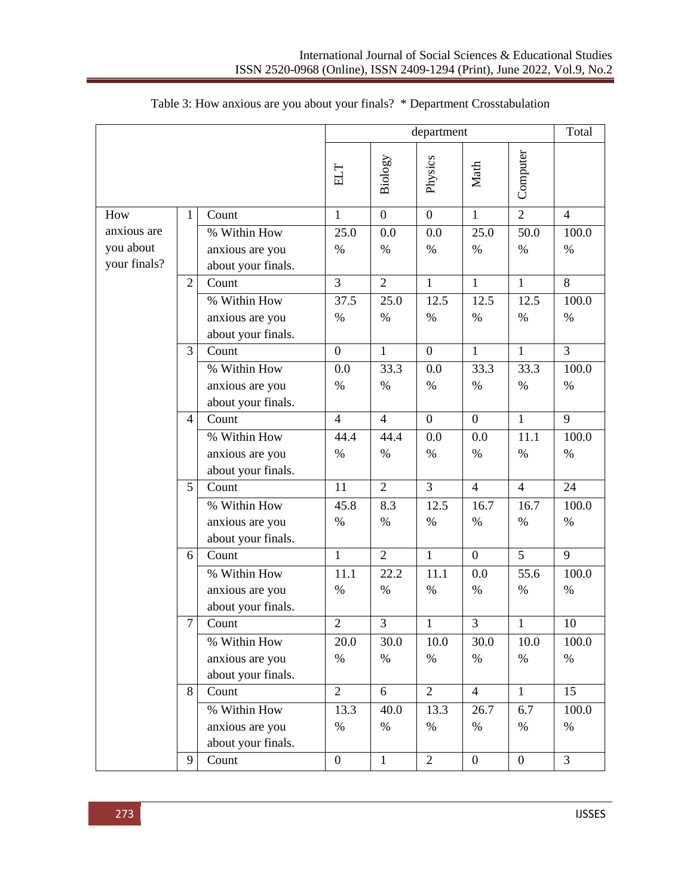Table 3: How anxious are you about your finals? * Department Crosstabulation

| | | | department | | | | | Total |
|---|---|---|---|---|---|---|---|---|
| | | | ELT | Biology | Physics | Math | Computer | |
| How anxious are you about your finals? | 1 | Count | 1 | 0 | 0 | 1 | 2 | 4 |
| | | % Within How anxious are you about your finals. | 25.0 % | 0.0 % | 0.0 % | 25.0 % | 50.0 % | 100.0 % |
| | 2 | Count | 3 | 2 | 1 | 1 | 1 | 8 |
| | | % Within How anxious are you about your finals. | 37.5 % | 25.0 % | 12.5 % | 12.5 % | 12.5 % | 100.0 % |
| | 3 | Count | 0 | 1 | 0 | 1 | 1 | 3 |
| | | % Within How anxious are you about your finals. | 0.0 % | 33.3 % | 0.0 % | 33.3 % | 33.3 % | 100.0 % |
| | 4 | Count | 4 | 4 | 0 | 0 | 1 | 9 |
| | | % Within How anxious are you about your finals. | 44.4 % | 44.4 % | 0.0 % | 0.0 % | 11.1 % | 100.0 % |
| | 5 | Count | 11 | 2 | 3 | 4 | 4 | 24 |
| | | % Within How anxious are you about your finals. | 45.8 % | 8.3 % | 12.5 % | 16.7 % | 16.7 % | 100.0 % |
| | 6 | Count | 1 | 2 | 1 | 0 | 5 | 9 |
| | | % Within How anxious are you about your finals. | 11.1 % | 22.2 % | 11.1 % | 0.0 % | 55.6 % | 100.0 % |
| | 7 | Count | 2 | 3 | 1 | 3 | 1 | 10 |
| | | % Within How anxious are you about your finals. | 20.0 % | 30.0 % | 10.0 % | 30.0 % | 10.0 % | 100.0 % |
| | 8 | Count | 2 | 6 | 2 | 4 | 1 | 15 |
| | | % Within How anxious are you about your finals. | 13.3 % | 40.0 % | 13.3 % | 26.7 % | 6.7 % | 100.0 % |
| | 9 | Count | 0 | 1 | 2 | 0 | 0 | 3 |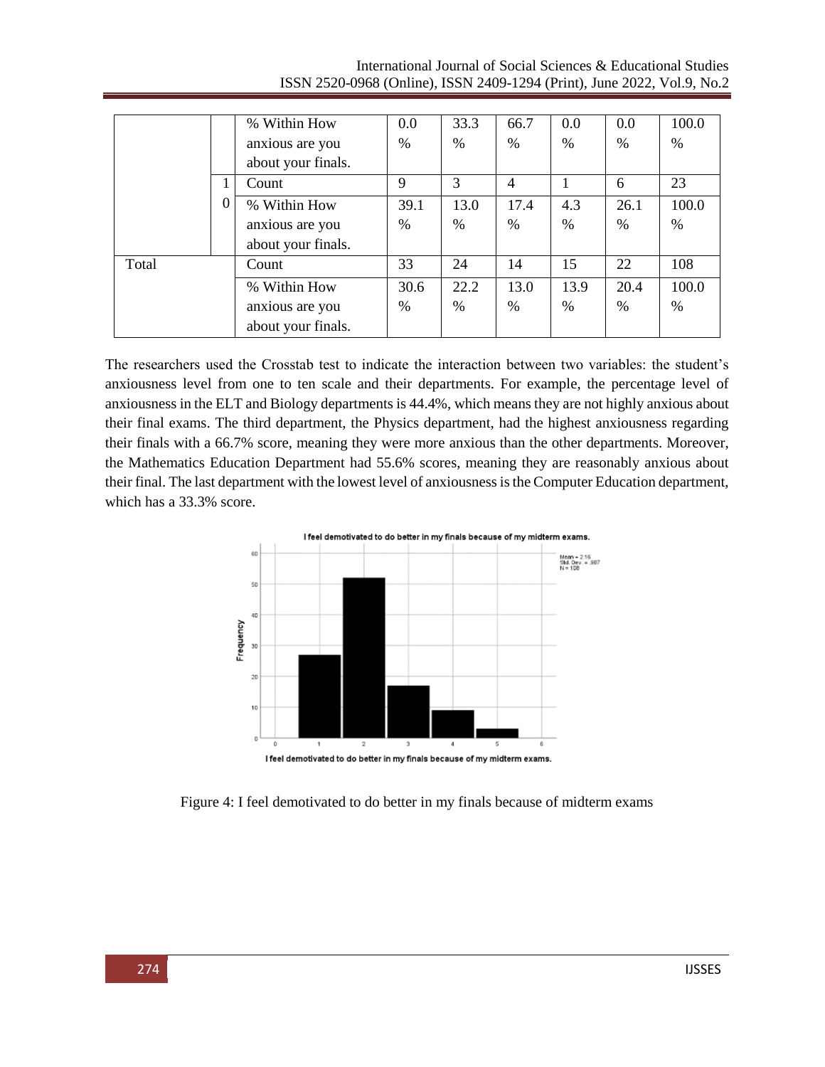|  |  | % Within How anxious are you about your finals. | 0.0 % | 33.3 % | 66.7 % | 0.0 % | 0.0 % | 100.0 % |
|---|---|---|---|---|---|---|---|---|
|  | 10 | Count | 9 | 3 | 4 | 1 | 6 | 23 |
|  |  | % Within How anxious are you about your finals. | 39.1 % | 13.0 % | 17.4 % | 4.3 % | 26.1 % | 100.0 % |
| Total |  | Count | 33 | 24 | 14 | 15 | 22 | 108 |
|  |  | % Within How anxious are you about your finals. | 30.6 % | 22.2 % | 13.0 % | 13.9 % | 20.4 % | 100.0 % |

The researchers used the Crosstab test to indicate the interaction between two variables: the student's anxiousness level from one to ten scale and their departments. For example, the percentage level of anxiousness in the ELT and Biology departments is 44.4%, which means they are not highly anxious about their final exams. The third department, the Physics department, had the highest anxiousness regarding their finals with a 66.7% score, meaning they were more anxious than the other departments. Moreover, the Mathematics Education Department had 55.6% scores, meaning they are reasonably anxious about their final. The last department with the lowest level of anxiousness is the Computer Education department, which has a 33.3% score.

Figure 4: I feel demotivated to do better in my finals because of midterm exams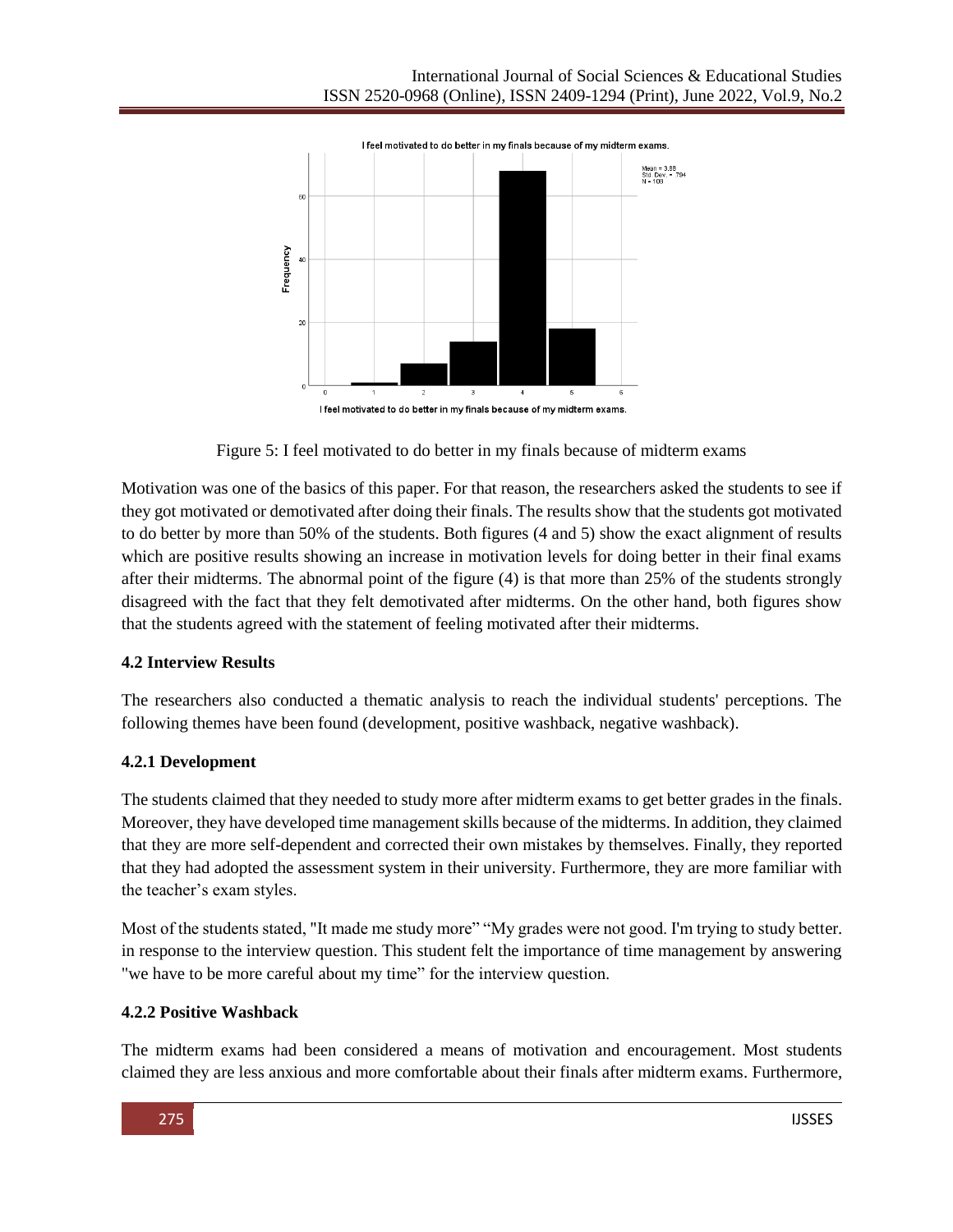Figure 5: I feel motivated to do better in my finals because of midterm exams

Motivation was one of the basics of this paper. For that reason, the researchers asked the students to see if they got motivated or demotivated after doing their finals. The results show that the students got motivated to do better by more than 50% of the students. Both figures (4 and 5) show the exact alignment of results which are positive results showing an increase in motivation levels for doing better in their final exams after their midterms. The abnormal point of the figure (4) is that more than 25% of the students strongly disagreed with the fact that they felt demotivated after midterms. On the other hand, both figures show that the students agreed with the statement of feeling motivated after their midterms.

### 4.2 Interview Results

The researchers also conducted a thematic analysis to reach the individual students' perceptions. The following themes have been found (development, positive washback, negative washback).

#### 4.2.1 Development

The students claimed that they needed to study more after midterm exams to get better grades in the finals. Moreover, they have developed time management skills because of the midterms. In addition, they claimed that they are more self-dependent and corrected their own mistakes by themselves. Finally, they reported that they had adopted the assessment system in their university. Furthermore, they are more familiar with the teacher's exam styles.

Most of the students stated, "It made me study more" "My grades were not good. I'm trying to study better. in response to the interview question. This student felt the importance of time management by answering "we have to be more careful about my time" for the interview question.

#### 4.2.2 Positive Washback

The midterm exams had been considered a means of motivation and encouragement. Most students claimed they are less anxious and more comfortable about their finals after midterm exams. Furthermore,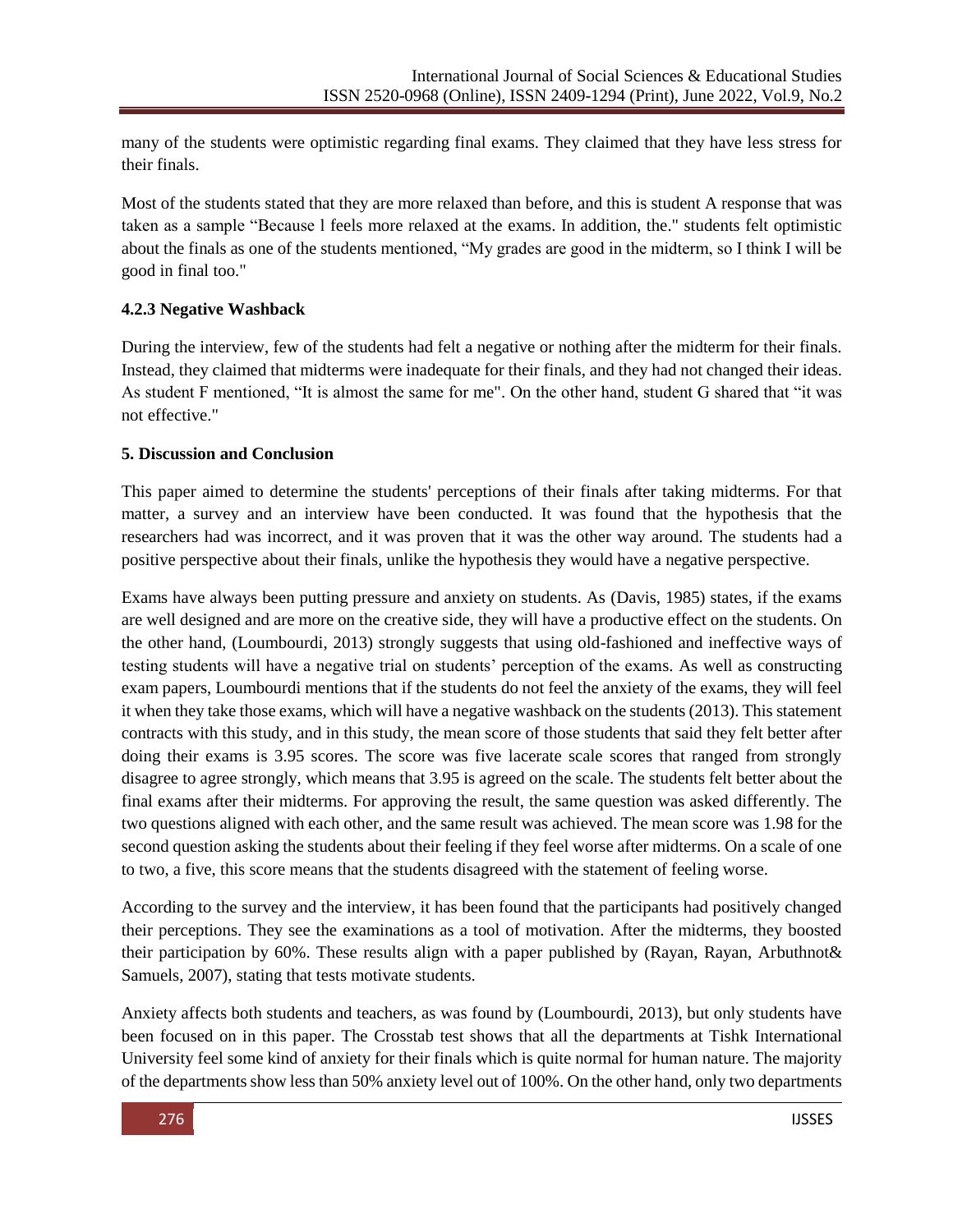many of the students were optimistic regarding final exams. They claimed that they have less stress for their finals.

Most of the students stated that they are more relaxed than before, and this is student A response that was taken as a sample "Because I feels more relaxed at the exams. In addition, the." students felt optimistic about the finals as one of the students mentioned, "My grades are good in the midterm, so I think I will be good in final too."

### 4.2.3 Negative Washback

During the interview, few of the students had felt a negative or nothing after the midterm for their finals. Instead, they claimed that midterms were inadequate for their finals, and they had not changed their ideas. As student F mentioned, "It is almost the same for me". On the other hand, student G shared that "it was not effective."

## 5. Discussion and Conclusion

This paper aimed to determine the students' perceptions of their finals after taking midterms. For that matter, a survey and an interview have been conducted. It was found that the hypothesis that the researchers had was incorrect, and it was proven that it was the other way around. The students had a positive perspective about their finals, unlike the hypothesis they would have a negative perspective.

Exams have always been putting pressure and anxiety on students. As (Davis, 1985) states, if the exams are well designed and are more on the creative side, they will have a productive effect on the students. On the other hand, (Loumbourdi, 2013) strongly suggests that using old-fashioned and ineffective ways of testing students will have a negative trial on students' perception of the exams. As well as constructing exam papers, Loumbourdi mentions that if the students do not feel the anxiety of the exams, they will feel it when they take those exams, which will have a negative washback on the students (2013). This statement contracts with this study, and in this study, the mean score of those students that said they felt better after doing their exams is 3.95 scores. The score was five lacerate scale scores that ranged from strongly disagree to agree strongly, which means that 3.95 is agreed on the scale. The students felt better about the final exams after their midterms. For approving the result, the same question was asked differently. The two questions aligned with each other, and the same result was achieved. The mean score was 1.98 for the second question asking the students about their feeling if they feel worse after midterms. On a scale of one to two, a five, this score means that the students disagreed with the statement of feeling worse.

According to the survey and the interview, it has been found that the participants had positively changed their perceptions. They see the examinations as a tool of motivation. After the midterms, they boosted their participation by 60%. These results align with a paper published by (Rayan, Rayan, Arbuthnot& Samuels, 2007), stating that tests motivate students.

Anxiety affects both students and teachers, as was found by (Loumbourdi, 2013), but only students have been focused on in this paper. The Crosstab test shows that all the departments at Tishk International University feel some kind of anxiety for their finals which is quite normal for human nature. The majority of the departments show less than 50% anxiety level out of 100%. On the other hand, only two departments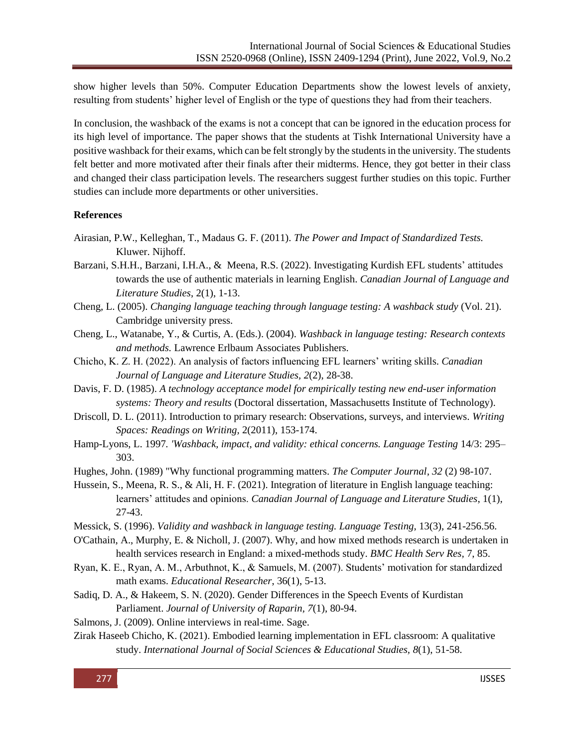show higher levels than 50%. Computer Education Departments show the lowest levels of anxiety, resulting from students' higher level of English or the type of questions they had from their teachers.

In conclusion, the washback of the exams is not a concept that can be ignored in the education process for its high level of importance. The paper shows that the students at Tishk International University have a positive washback for their exams, which can be felt strongly by the students in the university. The students felt better and more motivated after their finals after their midterms. Hence, they got better in their class and changed their class participation levels. The researchers suggest further studies on this topic. Further studies can include more departments or other universities.

**References**

Airasian, P.W., Kelleghan, T., Madaus G. F. (2011). *The Power and Impact of Standardized Tests.* Kluwer. Nijhoff.

Barzani, S.H.H., Barzani, I.H.A., & Meena, R.S. (2022). Investigating Kurdish EFL students' attitudes towards the use of authentic materials in learning English. *Canadian Journal of Language and Literature Studies*, 2(1), 1-13.

Cheng, L. (2005). *Changing language teaching through language testing: A washback study* (Vol. 21). Cambridge university press.

Cheng, L., Watanabe, Y., & Curtis, A. (Eds.). (2004). *Washback in language testing: Research contexts and methods.* Lawrence Erlbaum Associates Publishers.

Chicho, K. Z. H. (2022). An analysis of factors influencing EFL learners' writing skills. *Canadian Journal of Language and Literature Studies, 2*(2), 28-38.

Davis, F. D. (1985). *A technology acceptance model for empirically testing new end-user information systems: Theory and results* (Doctoral dissertation, Massachusetts Institute of Technology).

Driscoll, D. L. (2011). Introduction to primary research: Observations, surveys, and interviews. *Writing Spaces: Readings on Writing*, 2(2011), 153-174.

Hamp-Lyons, L. 1997*. 'Washback, impact, and validity: ethical concerns. Language Testing* 14/3: 295–303.

Hughes, John. (1989) "Why functional programming matters. *The Computer Journal*, *32* (2) 98-107.

Hussein, S., Meena, R. S., & Ali, H. F. (2021). Integration of literature in English language teaching: learners' attitudes and opinions. *Canadian Journal of Language and Literature Studies*, 1(1), 27-43.

Messick, S. (1996). *Validity and washback in language testing. Language Testing*, 13(3), 241-256.56.

O'Cathain, A., Murphy, E. & Nicholl, J. (2007). Why, and how mixed methods research is undertaken in health services research in England: a mixed-methods study. *BMC Health Serv Res*, 7, 85.

Ryan, K. E., Ryan, A. M., Arbuthnot, K., & Samuels, M. (2007). Students' motivation for standardized math exams. *Educational Researcher*, 36(1), 5-13.

Sadiq, D. A., & Hakeem, S. N. (2020). Gender Differences in the Speech Events of Kurdistan Parliament. *Journal of University of Raparin, 7*(1), 80-94.

Salmons, J. (2009). Online interviews in real-time. Sage.

Zirak Haseeb Chicho, K. (2021). Embodied learning implementation in EFL classroom: A qualitative study. *International Journal of Social Sciences & Educational Studies, 8*(1), 51-58.